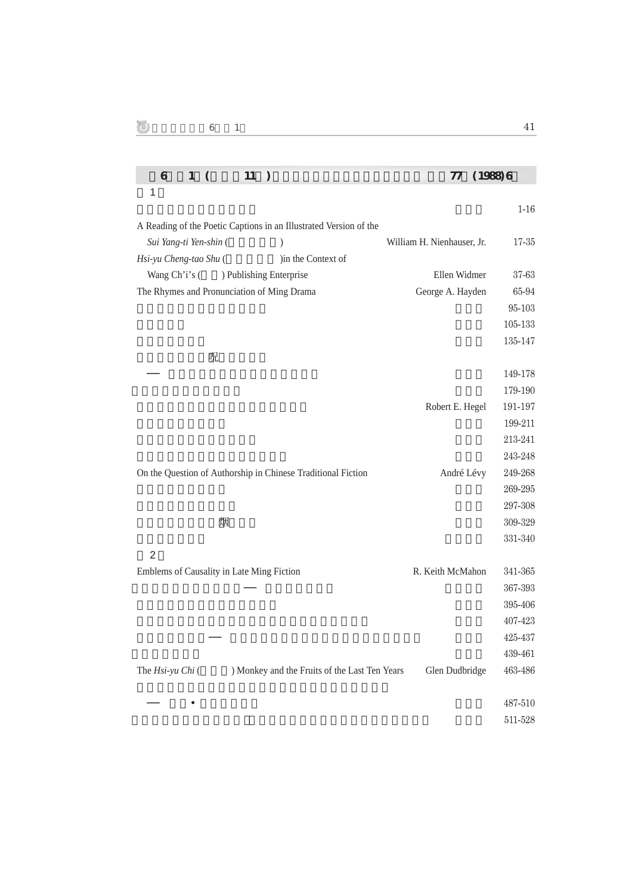**6 1 ( 11 ) 77 (1988) 6**

1

| | | |
|---|---|---|
| | | 1-16 |
| A Reading of the Poetic Captions in an Illustrated Version of the *Sui Yang-ti Yen-shin* ( ) | William H. Nienhauser, Jr. | 17-35 |
| *Hsi-yu Cheng-tao Shu* ( )in the Context of Wang Ch'i's ( ) Publishing Enterprise | Ellen Widmer | 37-63 |
| The Rhymes and Pronunciation of Ming Drama | George A. Hayden | 65-94 |
| | | 95-103 |
| | | 105-133 |
| | | 135-147 |
| 記 —— | | 149-178 |
| | | 179-190 |
| | Robert E. Hegel | 191-197 |
| | | 199-211 |
| | | 213-241 |
| | | 243-248 |
| On the Question of Authorship in Chinese Traditional Fiction | André Lévy | 249-268 |
| | | 269-295 |
| | | 297-308 |
| 烟 | | 309-329 |
| | | 331-340 |

2

| | | |
|---|---|---|
| Emblems of Causality in Late Ming Fiction | R. Keith McMahon | 341-365 |
| —— | | 367-393 |
| | | 395-406 |
| | | 407-423 |
| —— | | 425-437 |
| | | 439-461 |
| The *Hsi-yu Chi* ( ) Monkey and the Fruits of the Last Ten Years | Glen Dudbridge | 463-486 |
| —— • | | 487-510 |
| | | 511-528 |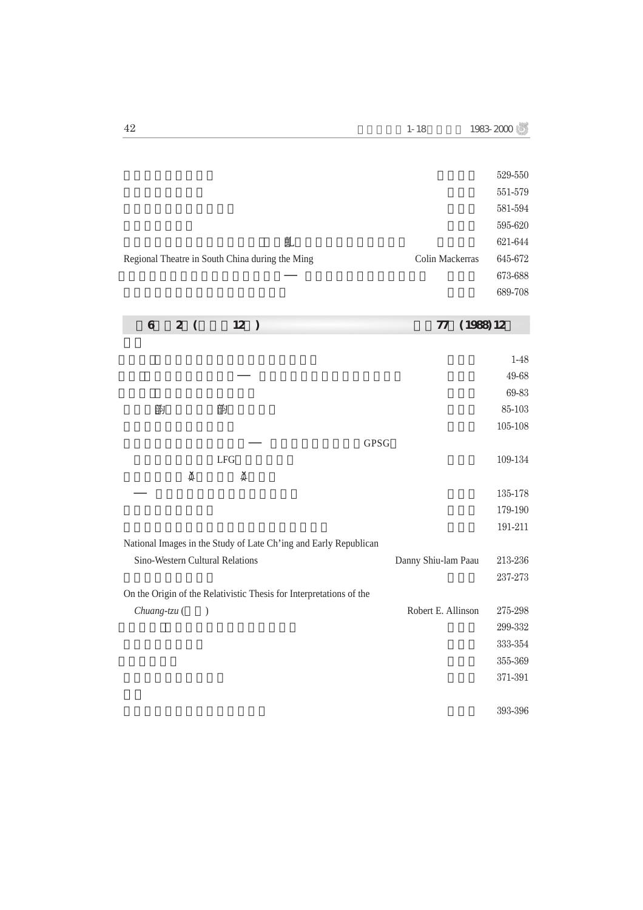| | | |
|---|---|---|
| | | 529-550 |
| | | 551-579 |
| | | 581-594 |
| | | 595-620 |
| | | 621-644 |
| Regional Theatre in South China during the Ming | Colin Mackerras | 645-672 |
| — | | 673-688 |
| | | 689-708 |

## 6 2 ( 12 ) 77 (1988) 12

| | | |
|---|---|---|
| | | 1-48 |
| — | | 49-68 |
| | | 69-83 |
| | | 85-103 |
| | | 105-108 |
| — GPSG LFG | | 109-134 |
| — | | 135-178 |
| | | 179-190 |
| | | 191-211 |
| National Images in the Study of Late Ch'ing and Early Republican Sino-Western Cultural Relations | Danny Shiu-lam Paau | 213-236 |
| | | 237-273 |
| On the Origin of the Relativistic Thesis for Interpretations of the *Chuang-tzu* ( ) | Robert E. Allinson | 275-298 |
| | | 299-332 |
| | | 333-354 |
| | | 355-369 |
| | | 371-391 |
| | | 393-396 |